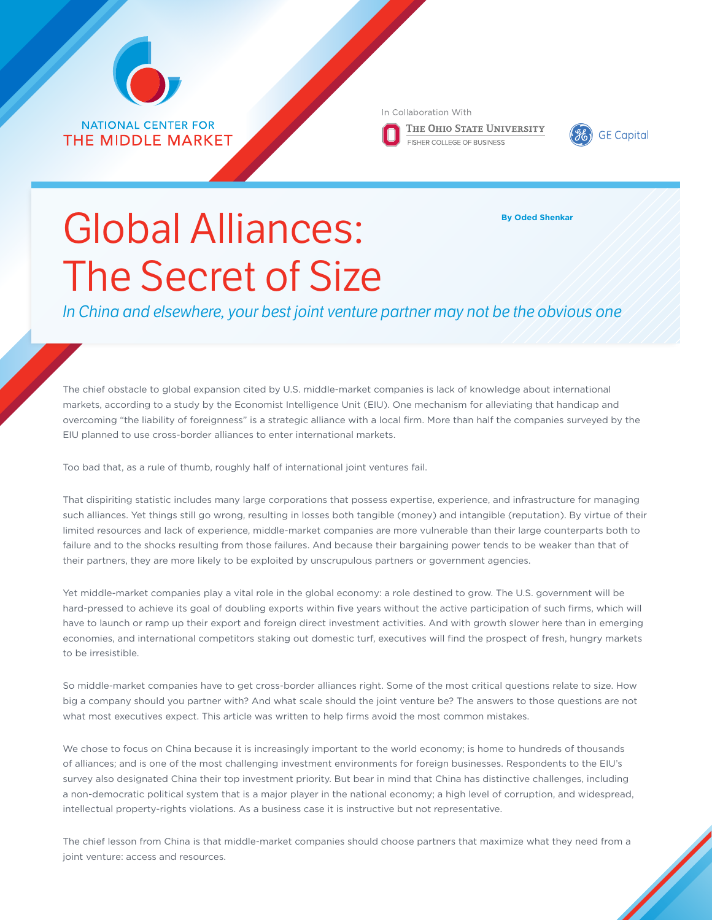NATIONAL CENTER FOR
THE MIDDLE MARKET

In Collaboration With

The Ohio State University
FISHER COLLEGE OF BUSINESS

GE Capital

# Global Alliances: The Secret of Size

**By Oded Shenkar**

*In China and elsewhere, your best joint venture partner may not be the obvious one*

The chief obstacle to global expansion cited by U.S. middle-market companies is lack of knowledge about international markets, according to a study by the Economist Intelligence Unit (EIU). One mechanism for alleviating that handicap and overcoming "the liability of foreignness" is a strategic alliance with a local firm. More than half the companies surveyed by the EIU planned to use cross-border alliances to enter international markets.

Too bad that, as a rule of thumb, roughly half of international joint ventures fail.

That dispiriting statistic includes many large corporations that possess expertise, experience, and infrastructure for managing such alliances. Yet things still go wrong, resulting in losses both tangible (money) and intangible (reputation). By virtue of their limited resources and lack of experience, middle-market companies are more vulnerable than their large counterparts both to failure and to the shocks resulting from those failures. And because their bargaining power tends to be weaker than that of their partners, they are more likely to be exploited by unscrupulous partners or government agencies.

Yet middle-market companies play a vital role in the global economy: a role destined to grow. The U.S. government will be hard-pressed to achieve its goal of doubling exports within five years without the active participation of such firms, which will have to launch or ramp up their export and foreign direct investment activities. And with growth slower here than in emerging economies, and international competitors staking out domestic turf, executives will find the prospect of fresh, hungry markets to be irresistible.

So middle-market companies have to get cross-border alliances right. Some of the most critical questions relate to size. How big a company should you partner with? And what scale should the joint venture be? The answers to those questions are not what most executives expect. This article was written to help firms avoid the most common mistakes.

We chose to focus on China because it is increasingly important to the world economy; is home to hundreds of thousands of alliances; and is one of the most challenging investment environments for foreign businesses. Respondents to the EIU's survey also designated China their top investment priority. But bear in mind that China has distinctive challenges, including a non-democratic political system that is a major player in the national economy; a high level of corruption, and widespread, intellectual property-rights violations. As a business case it is instructive but not representative.

The chief lesson from China is that middle-market companies should choose partners that maximize what they need from a joint venture: access and resources.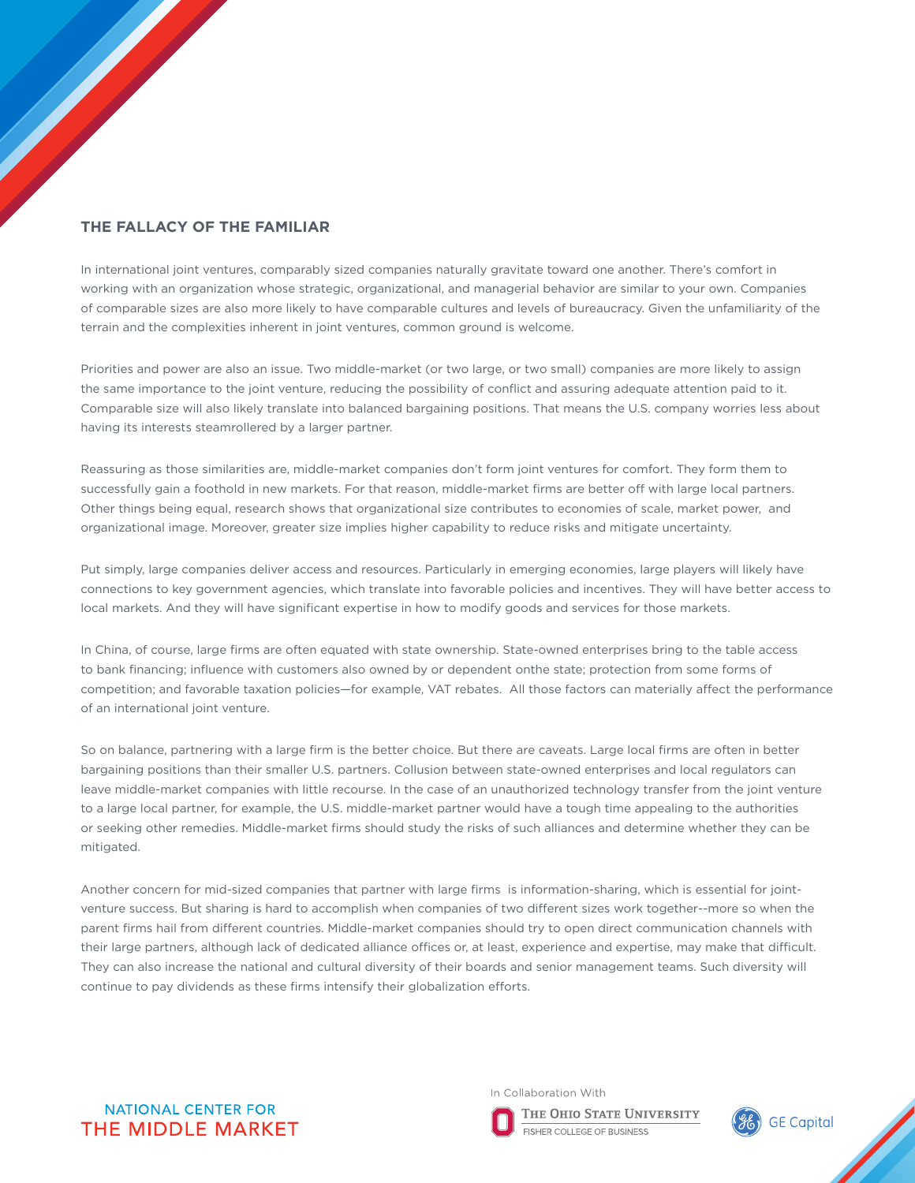## THE FALLACY OF THE FAMILIAR

In international joint ventures, comparably sized companies naturally gravitate toward one another. There's comfort in working with an organization whose strategic, organizational, and managerial behavior are similar to your own. Companies of comparable sizes are also more likely to have comparable cultures and levels of bureaucracy. Given the unfamiliarity of the terrain and the complexities inherent in joint ventures, common ground is welcome.

Priorities and power are also an issue. Two middle-market (or two large, or two small) companies are more likely to assign the same importance to the joint venture, reducing the possibility of conflict and assuring adequate attention paid to it. Comparable size will also likely translate into balanced bargaining positions. That means the U.S. company worries less about having its interests steamrollered by a larger partner.

Reassuring as those similarities are, middle-market companies don't form joint ventures for comfort. They form them to successfully gain a foothold in new markets. For that reason, middle-market firms are better off with large local partners. Other things being equal, research shows that organizational size contributes to economies of scale, market power, and organizational image. Moreover, greater size implies higher capability to reduce risks and mitigate uncertainty.

Put simply, large companies deliver access and resources. Particularly in emerging economies, large players will likely have connections to key government agencies, which translate into favorable policies and incentives. They will have better access to local markets. And they will have significant expertise in how to modify goods and services for those markets.

In China, of course, large firms are often equated with state ownership. State-owned enterprises bring to the table access to bank financing; influence with customers also owned by or dependent onthe state; protection from some forms of competition; and favorable taxation policies—for example, VAT rebates. All those factors can materially affect the performance of an international joint venture.

So on balance, partnering with a large firm is the better choice. But there are caveats. Large local firms are often in better bargaining positions than their smaller U.S. partners. Collusion between state-owned enterprises and local regulators can leave middle-market companies with little recourse. In the case of an unauthorized technology transfer from the joint venture to a large local partner, for example, the U.S. middle-market partner would have a tough time appealing to the authorities or seeking other remedies. Middle-market firms should study the risks of such alliances and determine whether they can be mitigated.

Another concern for mid-sized companies that partner with large firms is information-sharing, which is essential for joint-venture success. But sharing is hard to accomplish when companies of two different sizes work together--more so when the parent firms hail from different countries. Middle-market companies should try to open direct communication channels with their large partners, although lack of dedicated alliance offices or, at least, experience and expertise, may make that difficult. They can also increase the national and cultural diversity of their boards and senior management teams. Such diversity will continue to pay dividends as these firms intensify their globalization efforts.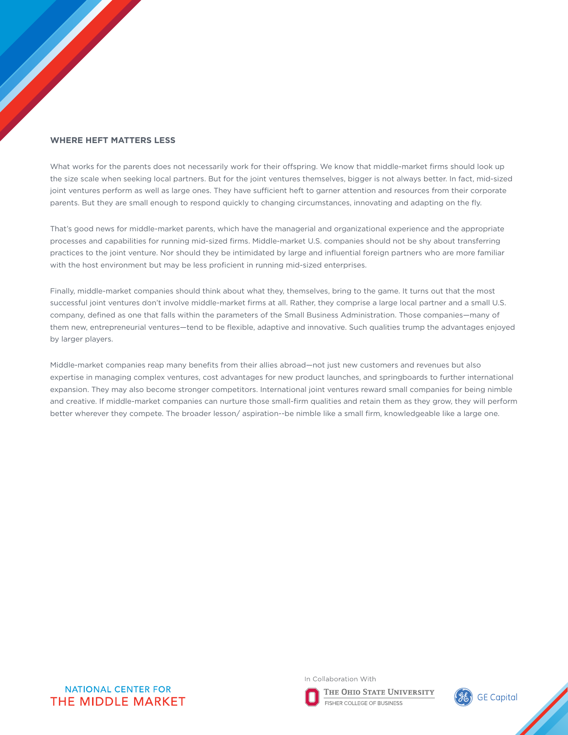## WHERE HEFT MATTERS LESS

What works for the parents does not necessarily work for their offspring. We know that middle-market firms should look up the size scale when seeking local partners. But for the joint ventures themselves, bigger is not always better. In fact, mid-sized joint ventures perform as well as large ones. They have sufficient heft to garner attention and resources from their corporate parents. But they are small enough to respond quickly to changing circumstances, innovating and adapting on the fly.

That's good news for middle-market parents, which have the managerial and organizational experience and the appropriate processes and capabilities for running mid-sized firms. Middle-market U.S. companies should not be shy about transferring practices to the joint venture. Nor should they be intimidated by large and influential foreign partners who are more familiar with the host environment but may be less proficient in running mid-sized enterprises.

Finally, middle-market companies should think about what they, themselves, bring to the game. It turns out that the most successful joint ventures don't involve middle-market firms at all. Rather, they comprise a large local partner and a small U.S. company, defined as one that falls within the parameters of the Small Business Administration. Those companies—many of them new, entrepreneurial ventures—tend to be flexible, adaptive and innovative. Such qualities trump the advantages enjoyed by larger players.

Middle-market companies reap many benefits from their allies abroad—not just new customers and revenues but also expertise in managing complex ventures, cost advantages for new product launches, and springboards to further international expansion. They may also become stronger competitors. International joint ventures reward small companies for being nimble and creative. If middle-market companies can nurture those small-firm qualities and retain them as they grow, they will perform better wherever they compete. The broader lesson/ aspiration--be nimble like a small firm, knowledgeable like a large one.

NATIONAL CENTER FOR THE MIDDLE MARKET

In Collaboration With

THE OHIO STATE UNIVERSITY FISHER COLLEGE OF BUSINESS

GE Capital